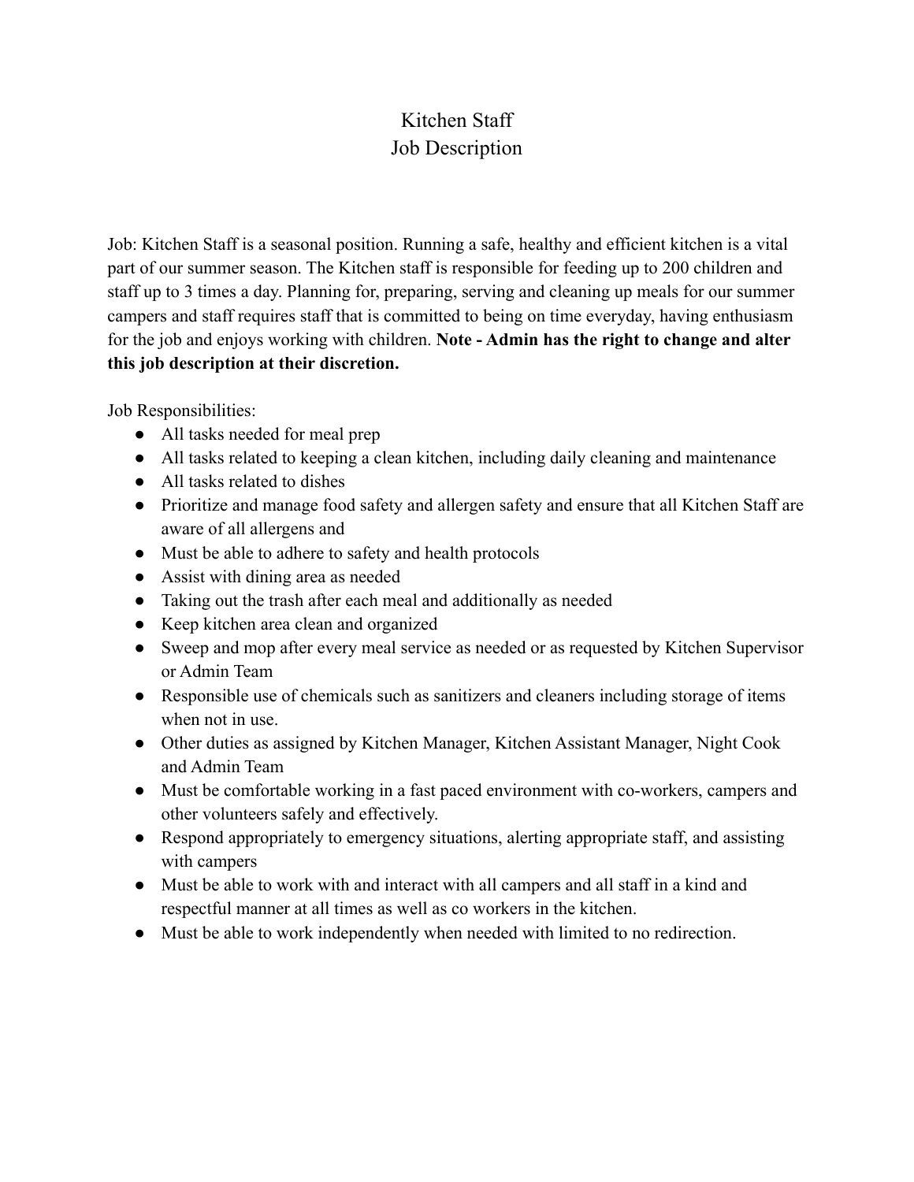# Kitchen Staff
# Job Description

Job: Kitchen Staff is a seasonal position. Running a safe, healthy and efficient kitchen is a vital part of our summer season. The Kitchen staff is responsible for feeding up to 200 children and staff up to 3 times a day. Planning for, preparing, serving and cleaning up meals for our summer campers and staff requires staff that is committed to being on time everyday, having enthusiasm for the job and enjoys working with children. **Note - Admin has the right to change and alter this job description at their discretion.**

Job Responsibilities:

- All tasks needed for meal prep
- All tasks related to keeping a clean kitchen, including daily cleaning and maintenance
- All tasks related to dishes
- Prioritize and manage food safety and allergen safety and ensure that all Kitchen Staff are aware of all allergens and
- Must be able to adhere to safety and health protocols
- Assist with dining area as needed
- Taking out the trash after each meal and additionally as needed
- Keep kitchen area clean and organized
- Sweep and mop after every meal service as needed or as requested by Kitchen Supervisor or Admin Team
- Responsible use of chemicals such as sanitizers and cleaners including storage of items when not in use.
- Other duties as assigned by Kitchen Manager, Kitchen Assistant Manager, Night Cook and Admin Team
- Must be comfortable working in a fast paced environment with co-workers, campers and other volunteers safely and effectively.
- Respond appropriately to emergency situations, alerting appropriate staff, and assisting with campers
- Must be able to work with and interact with all campers and all staff in a kind and respectful manner at all times as well as co workers in the kitchen.
- Must be able to work independently when needed with limited to no redirection.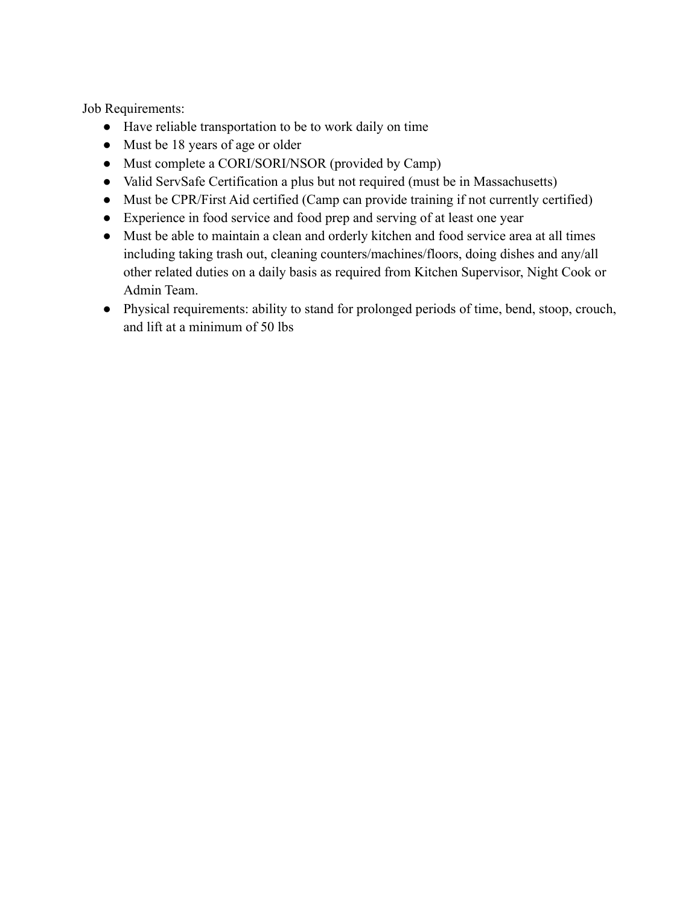Job Requirements:

- Have reliable transportation to be to work daily on time
- Must be 18 years of age or older
- Must complete a CORI/SORI/NSOR (provided by Camp)
- Valid ServSafe Certification a plus but not required (must be in Massachusetts)
- Must be CPR/First Aid certified (Camp can provide training if not currently certified)
- Experience in food service and food prep and serving of at least one year
- Must be able to maintain a clean and orderly kitchen and food service area at all times including taking trash out, cleaning counters/machines/floors, doing dishes and any/all other related duties on a daily basis as required from Kitchen Supervisor, Night Cook or Admin Team.
- Physical requirements: ability to stand for prolonged periods of time, bend, stoop, crouch, and lift at a minimum of 50 lbs